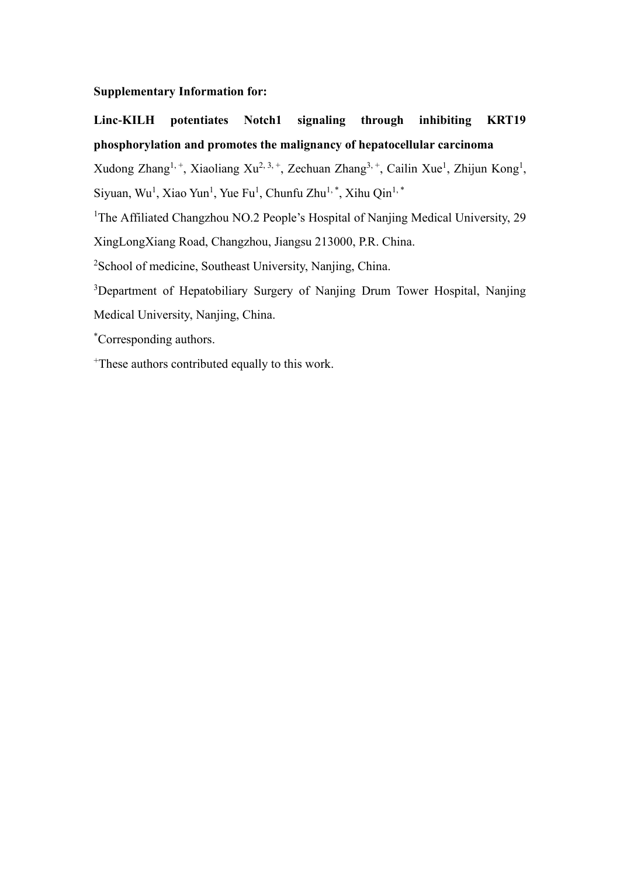**Supplementary Information for:**

# Linc-KILH potentiates Notch1 signaling through inhibiting KRT19 phosphorylation and promotes the malignancy of hepatocellular carcinoma

Xudong Zhang[1, +], Xiaoliang Xu[2, 3, +], Zechuan Zhang[3, +], Cailin Xue[1], Zhijun Kong[1], Siyuan, Wu[1], Xiao Yun[1], Yue Fu[1], Chunfu Zhu[1, *], Xihu Qin[1, *]

[1]The Affiliated Changzhou NO.2 People's Hospital of Nanjing Medical University, 29 XingLongXiang Road, Changzhou, Jiangsu 213000, P.R. China.

[2]School of medicine, Southeast University, Nanjing, China.

[3]Department of Hepatobiliary Surgery of Nanjing Drum Tower Hospital, Nanjing Medical University, Nanjing, China.

[*]Corresponding authors.

[+]These authors contributed equally to this work.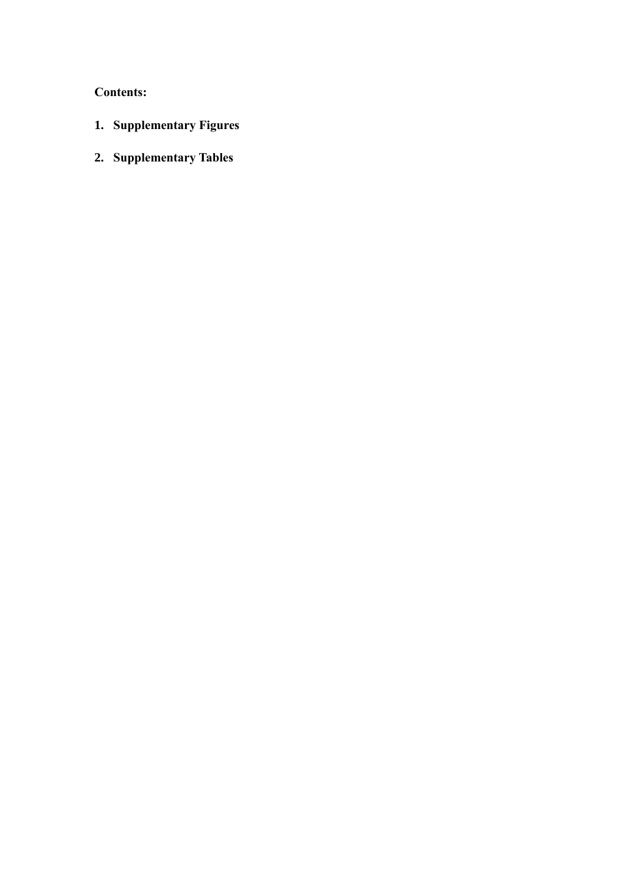**Contents:**

1. **Supplementary Figures**
2. **Supplementary Tables**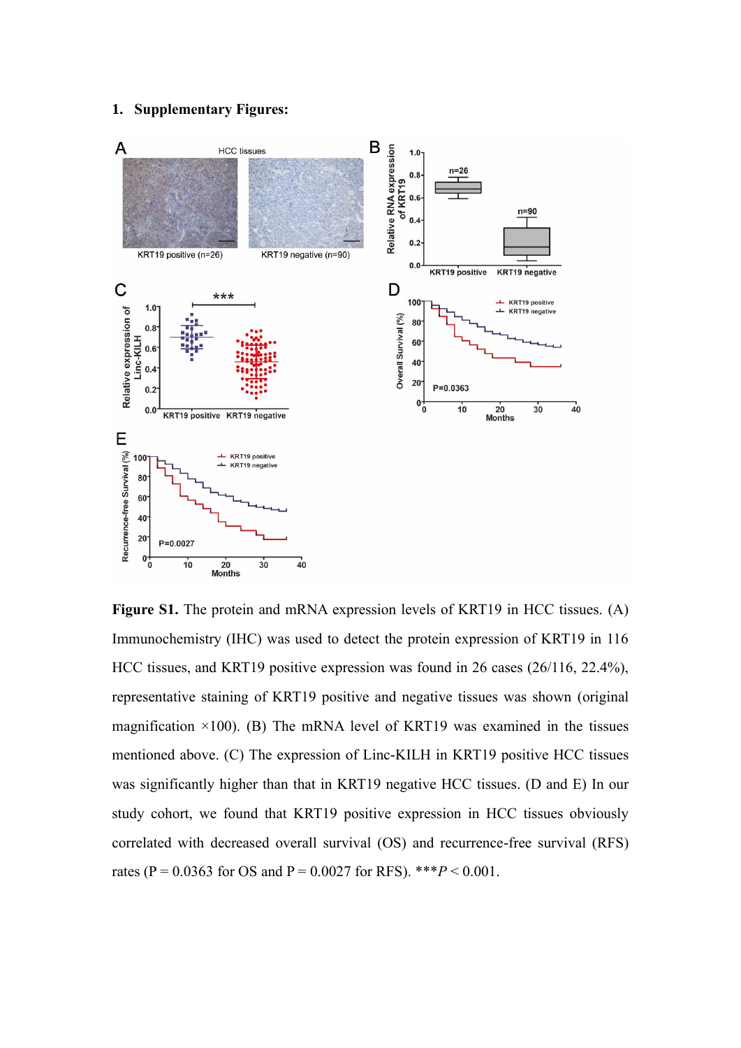## 1. Supplementary Figures:

**Figure S1.** The protein and mRNA expression levels of KRT19 in HCC tissues. (A) Immunochemistry (IHC) was used to detect the protein expression of KRT19 in 116 HCC tissues, and KRT19 positive expression was found in 26 cases (26/116, 22.4%), representative staining of KRT19 positive and negative tissues was shown (original magnification ×100). (B) The mRNA level of KRT19 was examined in the tissues mentioned above. (C) The expression of Linc-KILH in KRT19 positive HCC tissues was significantly higher than that in KRT19 negative HCC tissues. (D and E) In our study cohort, we found that KRT19 positive expression in HCC tissues obviously correlated with decreased overall survival (OS) and recurrence-free survival (RFS) rates (P = 0.0363 for OS and P = 0.0027 for RFS). ***$P < 0.001$.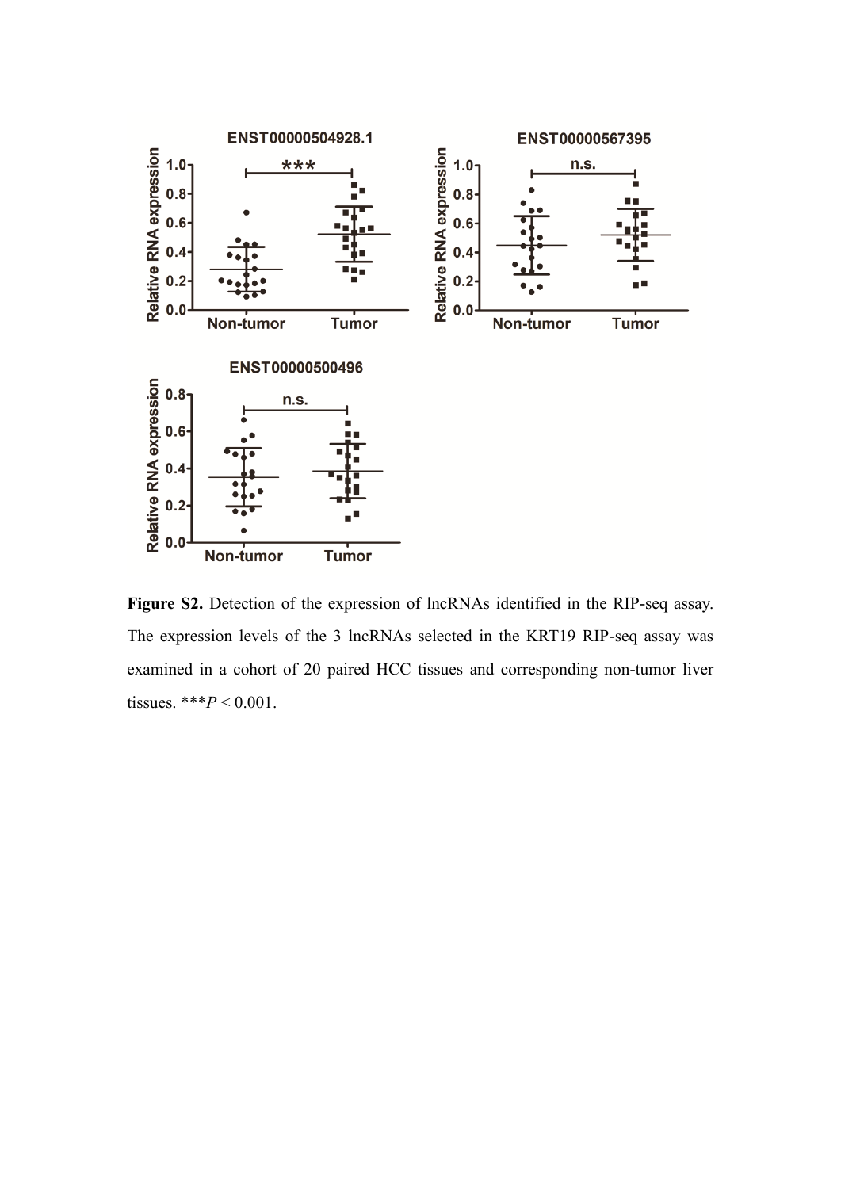**Figure S2.** Detection of the expression of lncRNAs identified in the RIP-seq assay. The expression levels of the 3 lncRNAs selected in the KRT19 RIP-seq assay was examined in a cohort of 20 paired HCC tissues and corresponding non-tumor liver tissues. ***$P < 0.001$.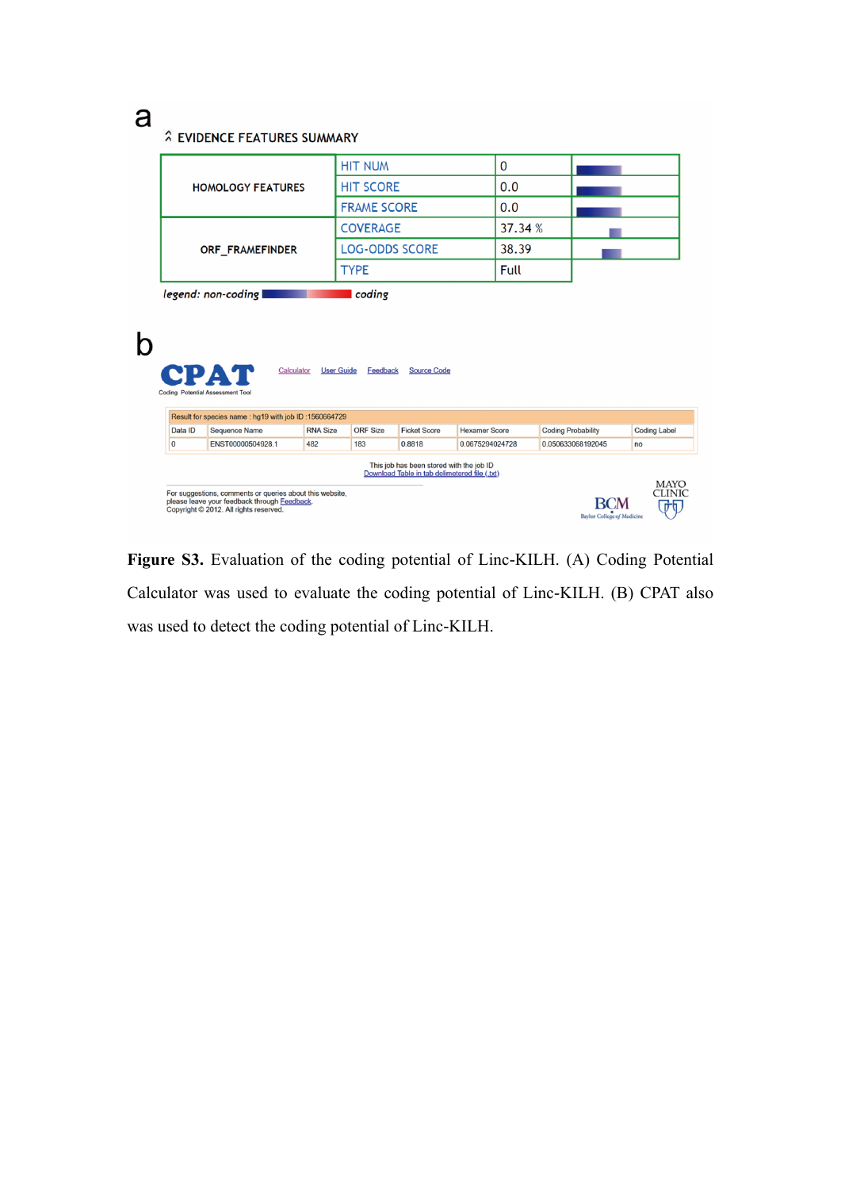a

^ EVIDENCE FEATURES SUMMARY

| | | | |
|---|---|---|---|
| HOMOLOGY FEATURES | HIT NUM | 0 | |
| | HIT SCORE | 0.0 | |
| | FRAME SCORE | 0.0 | |
| ORF_FRAMEFINDER | COVERAGE | 37.34 % | |
| | LOG-ODDS SCORE | 38.39 | |
| | TYPE | Full | |

*legend: non-coding* ▬▬ *coding*

b

CPAT
Coding Potential Assessment Tool

Calculator User Guide Feedback Source Code

Result for species name : hg19 with job ID :1560664729

| Data ID | Sequence Name | RNA Size | ORF Size | Ficket Score | Hexamer Score | Coding Probability | Coding Label |
|---|---|---|---|---|---|---|---|
| 0 | ENST00000504928.1 | 482 | 183 | 0.8818 | 0.0675294024728 | 0.050633068192045 | no |

This job has been stored with the job ID
Download Table in tab delimetered file (.txt)

For suggestions, comments or queries about this website, please leave your feedback through Feedback.
Copyright © 2012. All rights reserved.

BCM Baylor College of Medicine MAYO CLINIC

**Figure S3.** Evaluation of the coding potential of Linc-KILH. (A) Coding Potential Calculator was used to evaluate the coding potential of Linc-KILH. (B) CPAT also was used to detect the coding potential of Linc-KILH.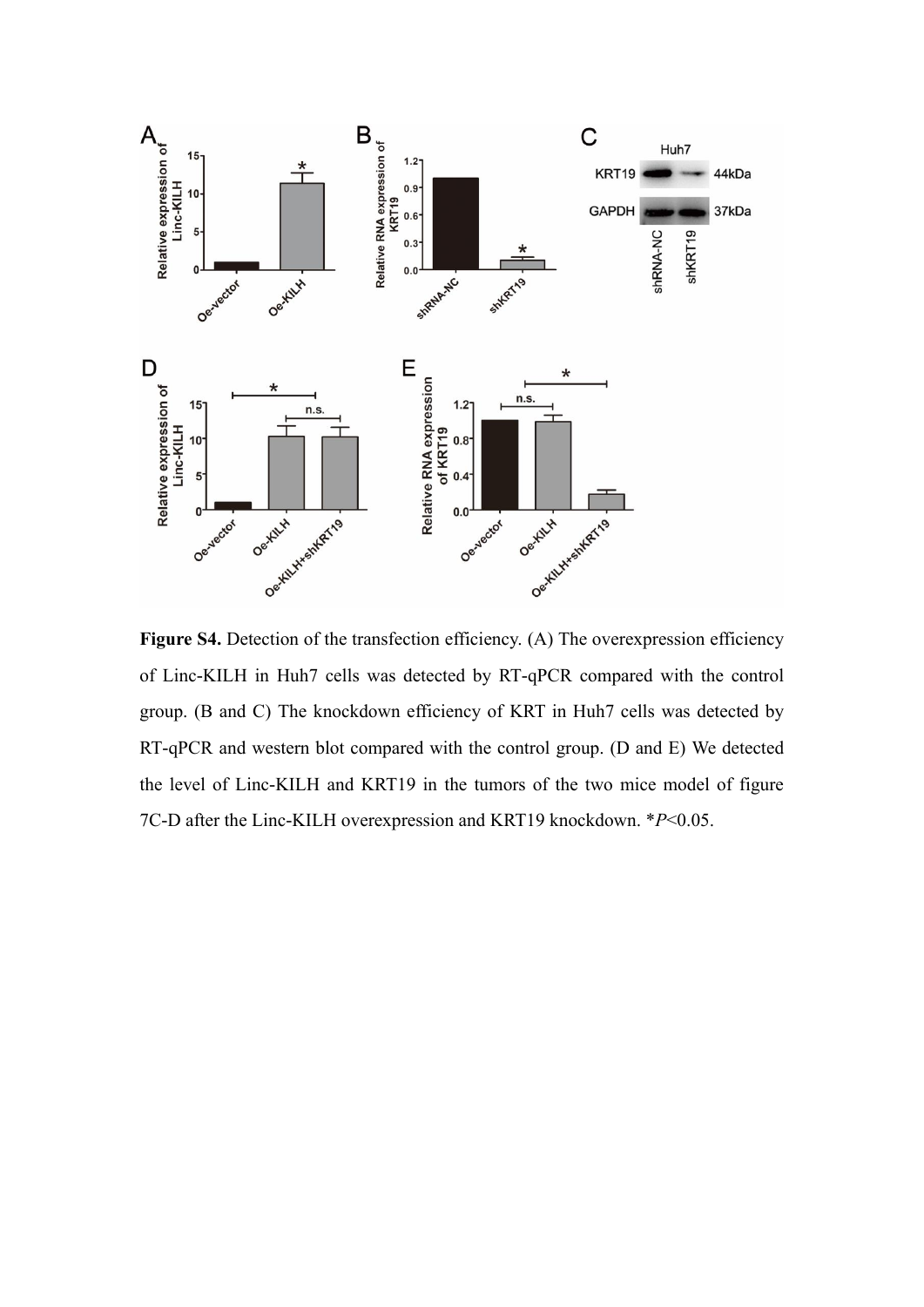**Figure S4.** Detection of the transfection efficiency. (A) The overexpression efficiency of Linc-KILH in Huh7 cells was detected by RT-qPCR compared with the control group. (B and C) The knockdown efficiency of KRT in Huh7 cells was detected by RT-qPCR and western blot compared with the control group. (D and E) We detected the level of Linc-KILH and KRT19 in the tumors of the two mice model of figure 7C-D after the Linc-KILH overexpression and KRT19 knockdown. *$P$<0.05.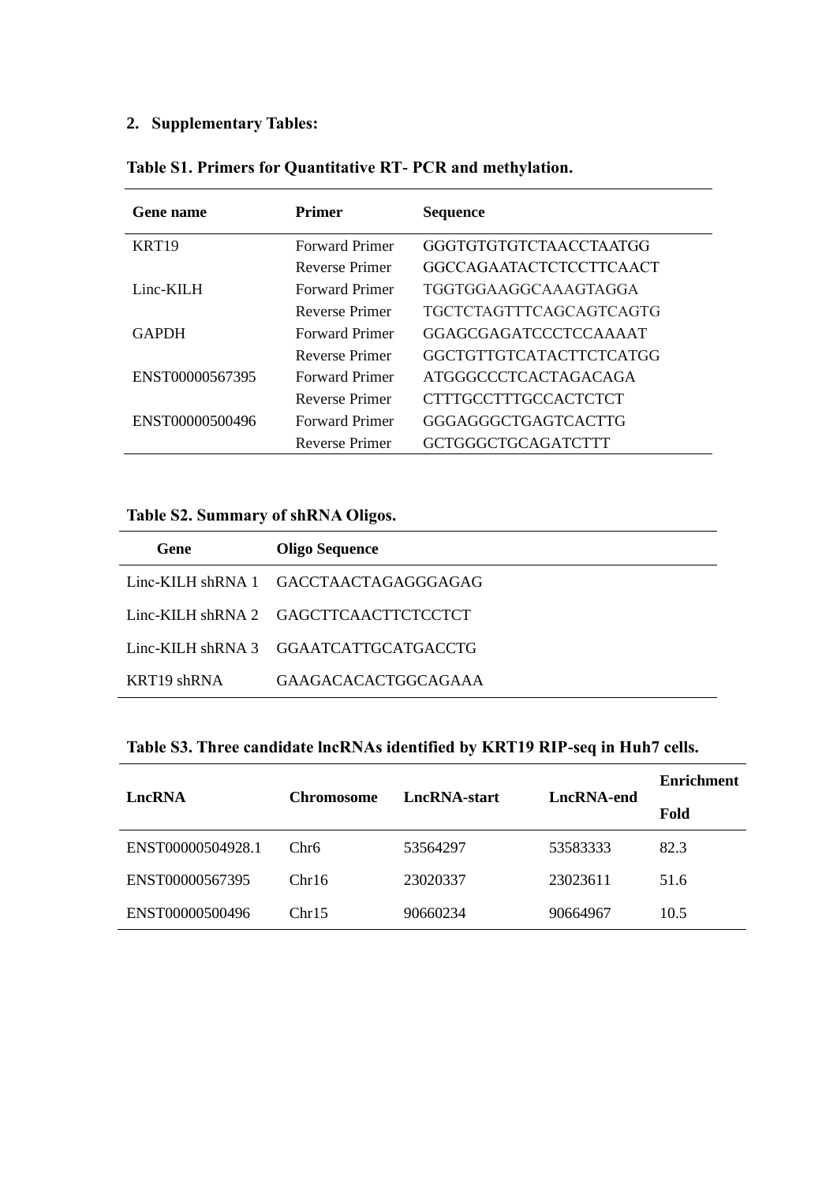## 2. Supplementary Tables:

**Table S1. Primers for Quantitative RT- PCR and methylation.**

| Gene name | Primer | Sequence |
|---|---|---|
| KRT19 | Forward Primer | GGGTGTGTGTCTAACCTAATGG |
| | Reverse Primer | GGCCAGAATACTCTCCTTCAACT |
| Linc-KILH | Forward Primer | TGGTGGAAGGCAAAGTAGGA |
| | Reverse Primer | TGCTCTAGTTTCAGCAGTCAGTG |
| GAPDH | Forward Primer | GGAGCGAGATCCCTCCAAAAT |
| | Reverse Primer | GGCTGTTGTCATACTTCTCATGG |
| ENST00000567395 | Forward Primer | ATGGGCCCTCACTAGACAGA |
| | Reverse Primer | CTTTGCCTTTGCCACTCTCT |
| ENST00000500496 | Forward Primer | GGGAGGGCTGAGTCACTTG |
| | Reverse Primer | GCTGGGCTGCAGATCTTT |

**Table S2. Summary of shRNA Oligos.**

| Gene | Oligo Sequence |
|---|---|
| Linc-KILH shRNA 1 | GACCTAACTAGAGGGAGAG |
| Linc-KILH shRNA 2 | GAGCTTCAACTTCTCCTCT |
| Linc-KILH shRNA 3 | GGAATCATTGCATGACCTG |
| KRT19 shRNA | GAAGACACACTGGCAGAAA |

**Table S3. Three candidate lncRNAs identified by KRT19 RIP-seq in Huh7 cells.**

| LncRNA | Chromosome | LncRNA-start | LncRNA-end | Enrichment Fold |
|---|---|---|---|---|
| ENST00000504928.1 | Chr6 | 53564297 | 53583333 | 82.3 |
| ENST00000567395 | Chr16 | 23020337 | 23023611 | 51.6 |
| ENST00000500496 | Chr15 | 90660234 | 90664967 | 10.5 |